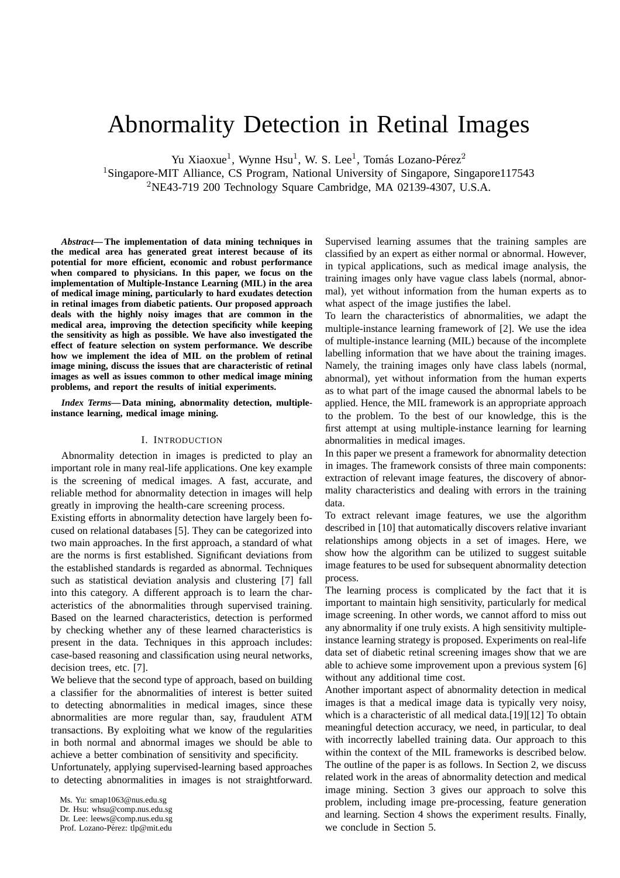# Abnormality Detection in Retinal Images

Yu Xiaoxue[1], Wynne Hsu[1], W. S. Lee[1], Tomás Lozano-Pérez[2]

[1]Singapore-MIT Alliance, CS Program, National University of Singapore, Singapore117543

[2]NE43-719 200 Technology Square Cambridge, MA 02139-4307, U.S.A.

***Abstract*— The implementation of data mining techniques in the medical area has generated great interest because of its potential for more efficient, economic and robust performance when compared to physicians. In this paper, we focus on the implementation of Multiple-Instance Learning (MIL) in the area of medical image mining, particularly to hard exudates detection in retinal images from diabetic patients. Our proposed approach deals with the highly noisy images that are common in the medical area, improving the detection specificity while keeping the sensitivity as high as possible. We have also investigated the effect of feature selection on system performance. We describe how we implement the idea of MIL on the problem of retinal image mining, discuss the issues that are characteristic of retinal images as well as issues common to other medical image mining problems, and report the results of initial experiments.**

***Index Terms*— Data mining, abnormality detection, multiple-instance learning, medical image mining.**

## I. Introduction

Abnormality detection in images is predicted to play an important role in many real-life applications. One key example is the screening of medical images. A fast, accurate, and reliable method for abnormality detection in images will help greatly in improving the health-care screening process.

Existing efforts in abnormality detection have largely been focused on relational databases [5]. They can be categorized into two main approaches. In the first approach, a standard of what are the norms is first established. Significant deviations from the established standards is regarded as abnormal. Techniques such as statistical deviation analysis and clustering [7] fall into this category. A different approach is to learn the characteristics of the abnormalities through supervised training. Based on the learned characteristics, detection is performed by checking whether any of these learned characteristics is present in the data. Techniques in this approach includes: case-based reasoning and classification using neural networks, decision trees, etc. [7].

We believe that the second type of approach, based on building a classifier for the abnormalities of interest is better suited to detecting abnormalities in medical images, since these abnormalities are more regular than, say, fraudulent ATM transactions. By exploiting what we know of the regularities in both normal and abnormal images we should be able to achieve a better combination of sensitivity and specificity.

Unfortunately, applying supervised-learning based approaches to detecting abnormalities in images is not straightforward. Supervised learning assumes that the training samples are classified by an expert as either normal or abnormal. However, in typical applications, such as medical image analysis, the training images only have vague class labels (normal, abnormal), yet without information from the human experts as to what aspect of the image justifies the label.

To learn the characteristics of abnormalities, we adapt the multiple-instance learning framework of [2]. We use the idea of multiple-instance learning (MIL) because of the incomplete labelling information that we have about the training images. Namely, the training images only have class labels (normal, abnormal), yet without information from the human experts as to what part of the image caused the abnormal labels to be applied. Hence, the MIL framework is an appropriate approach to the problem. To the best of our knowledge, this is the first attempt at using multiple-instance learning for learning abnormalities in medical images.

In this paper we present a framework for abnormality detection in images. The framework consists of three main components: extraction of relevant image features, the discovery of abnormality characteristics and dealing with errors in the training data.

To extract relevant image features, we use the algorithm described in [10] that automatically discovers relative invariant relationships among objects in a set of images. Here, we show how the algorithm can be utilized to suggest suitable image features to be used for subsequent abnormality detection process.

The learning process is complicated by the fact that it is important to maintain high sensitivity, particularly for medical image screening. In other words, we cannot afford to miss out any abnormality if one truly exists. A high sensitivity multiple-instance learning strategy is proposed. Experiments on real-life data set of diabetic retinal screening images show that we are able to achieve some improvement upon a previous system [6] without any additional time cost.

Another important aspect of abnormality detection in medical images is that a medical image data is typically very noisy, which is a characteristic of all medical data.[19][12] To obtain meaningful detection accuracy, we need, in particular, to deal with incorrectly labelled training data. Our approach to this within the context of the MIL frameworks is described below.

The outline of the paper is as follows. In Section 2, we discuss related work in the areas of abnormality detection and medical image mining. Section 3 gives our approach to solve this problem, including image pre-processing, feature generation and learning. Section 4 shows the experiment results. Finally, we conclude in Section 5.

Ms. Yu: smap1063@nus.edu.sg
Dr. Hsu: whsu@comp.nus.edu.sg
Dr. Lee: leews@comp.nus.edu.sg
Prof. Lozano-Pérez: tlp@mit.edu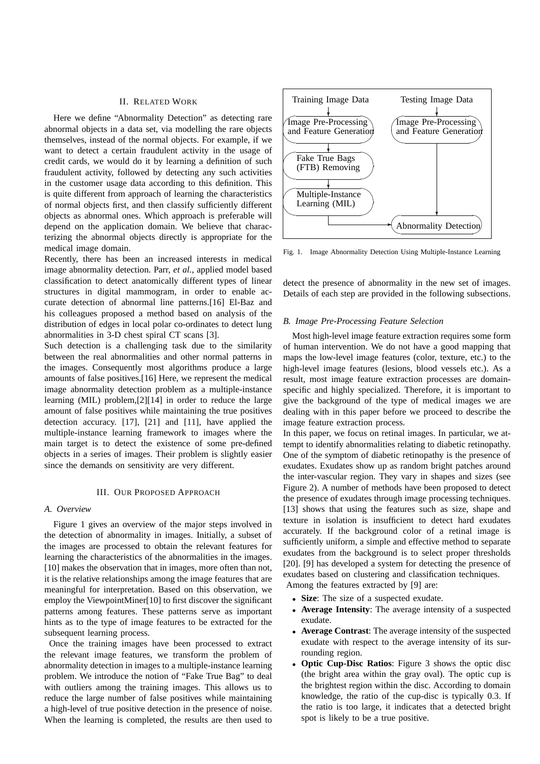## II. Related Work

Here we define "Abnormality Detection" as detecting rare abnormal objects in a data set, via modelling the rare objects themselves, instead of the normal objects. For example, if we want to detect a certain fraudulent activity in the usage of credit cards, we would do it by learning a definition of such fraudulent activity, followed by detecting any such activities in the customer usage data according to this definition. This is quite different from approach of learning the characteristics of normal objects first, and then classify sufficiently different objects as abnormal ones. Which approach is preferable will depend on the application domain. We believe that characterizing the abnormal objects directly is appropriate for the medical image domain.

Recently, there has been an increased interests in medical image abnormality detection. Parr, *et al.*, applied model based classification to detect anatomically different types of linear structures in digital mammogram, in order to enable accurate detection of abnormal line patterns.[16] El-Baz and his colleagues proposed a method based on analysis of the distribution of edges in local polar co-ordinates to detect lung abnormalities in 3-D chest spiral CT scans [3].

Such detection is a challenging task due to the similarity between the real abnormalities and other normal patterns in the images. Consequently most algorithms produce a large amounts of false positives.[16] Here, we represent the medical image abnormality detection problem as a multiple-instance learning (MIL) problem,[2][14] in order to reduce the large amount of false positives while maintaining the true positives detection accuracy. [17], [21] and [11], have applied the multiple-instance learning framework to images where the main target is to detect the existence of some pre-defined objects in a series of images. Their problem is slightly easier since the demands on sensitivity are very different.

## III. Our Proposed Approach

### A. Overview

Figure 1 gives an overview of the major steps involved in the detection of abnormality in images. Initially, a subset of the images are processed to obtain the relevant features for learning the characteristics of the abnormalities in the images. [10] makes the observation that in images, more often than not, it is the relative relationships among the image features that are meaningful for interpretation. Based on this observation, we employ the ViewpointMiner[10] to first discover the significant patterns among features. These patterns serve as important hints as to the type of image features to be extracted for the subsequent learning process.

Once the training images have been processed to extract the relevant image features, we transform the problem of abnormality detection in images to a multiple-instance learning problem. We introduce the notion of "Fake True Bag" to deal with outliers among the training images. This allows us to reduce the large number of false positives while maintaining a high-level of true positive detection in the presence of noise. When the learning is completed, the results are then used to detect the presence of abnormality in the new set of images. Details of each step are provided in the following subsections.

Training Image Data

Testing Image Data

Image Pre-Processing and Feature Generation

Image Pre-Processing and Feature Generation

Fake True Bags (FTB) Removing

Multiple-Instance Learning (MIL)

Abnormality Detection

Fig. 1. Image Abnormality Detection Using Multiple-Instance Learning

### B. Image Pre-Processing Feature Selection

Most high-level image feature extraction requires some form of human intervention. We do not have a good mapping that maps the low-level image features (color, texture, etc.) to the high-level image features (lesions, blood vessels etc.). As a result, most image feature extraction processes are domain-specific and highly specialized. Therefore, it is important to give the background of the type of medical images we are dealing with in this paper before we proceed to describe the image feature extraction process.

In this paper, we focus on retinal images. In particular, we attempt to identify abnormalities relating to diabetic retinopathy. One of the symptom of diabetic retinopathy is the presence of exudates. Exudates show up as random bright patches around the inter-vascular region. They vary in shapes and sizes (see Figure 2). A number of methods have been proposed to detect the presence of exudates through image processing techniques. [13] shows that using the features such as size, shape and texture in isolation is insufficient to detect hard exudates accurately. If the background color of a retinal image is sufficiently uniform, a simple and effective method to separate exudates from the background is to select proper thresholds [20]. [9] has developed a system for detecting the presence of exudates based on clustering and classification techniques.

Among the features extracted by [9] are:

- **Size**: The size of a suspected exudate.
- **Average Intensity**: The average intensity of a suspected exudate.
- **Average Contrast**: The average intensity of the suspected exudate with respect to the average intensity of its surrounding region.
- **Optic Cup-Disc Ratios**: Figure 3 shows the optic disc (the bright area within the gray oval). The optic cup is the brightest region within the disc. According to domain knowledge, the ratio of the cup-disc is typically 0.3. If the ratio is too large, it indicates that a detected bright spot is likely to be a true positive.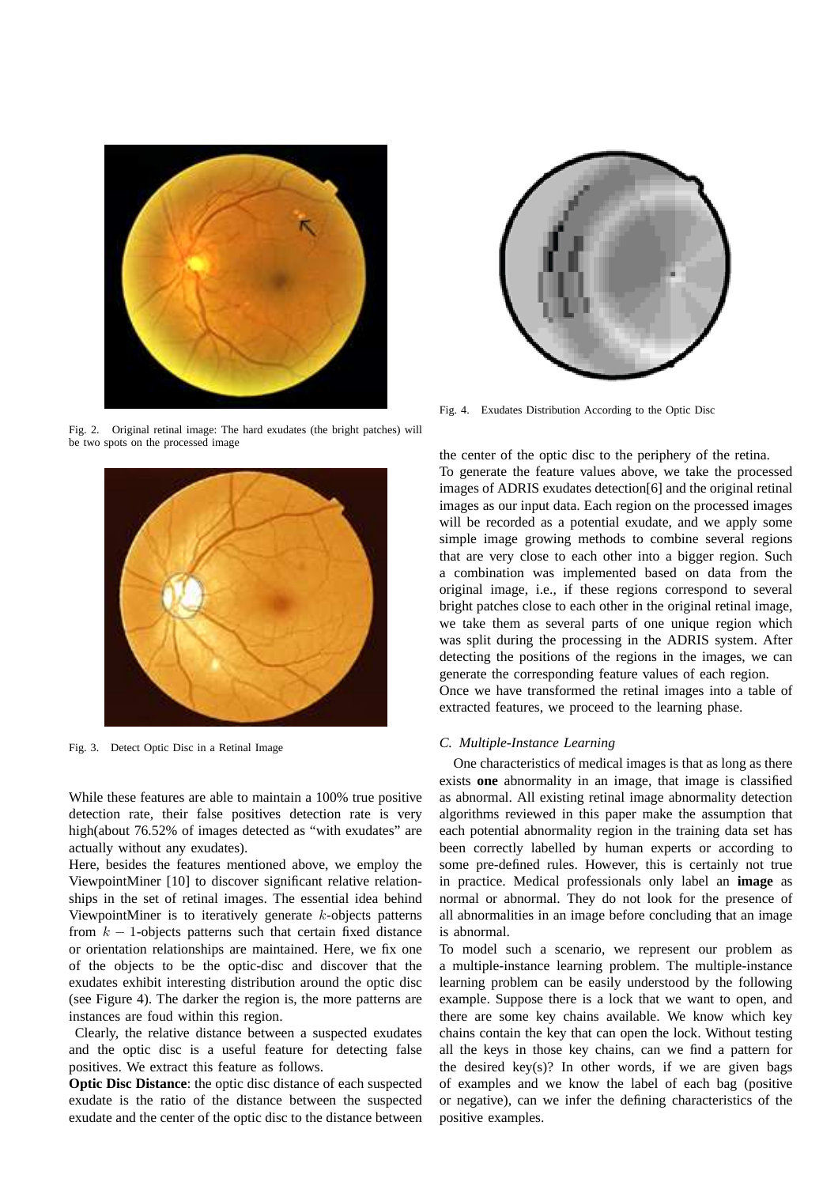Fig. 2. Original retinal image: The hard exudates (the bright patches) will be two spots on the processed image

Fig. 3. Detect Optic Disc in a Retinal Image

While these features are able to maintain a 100% true positive detection rate, their false positives detection rate is very high(about 76.52% of images detected as "with exudates" are actually without any exudates).

Here, besides the features mentioned above, we employ the ViewpointMiner [10] to discover significant relative relationships in the set of retinal images. The essential idea behind ViewpointMiner is to iteratively generate $k$-objects patterns from $k-1$-objects patterns such that certain fixed distance or orientation relationships are maintained. Here, we fix one of the objects to be the optic-disc and discover that the exudates exhibit interesting distribution around the optic disc (see Figure 4). The darker the region is, the more patterns are instances are foud within this region.

Clearly, the relative distance between a suspected exudates and the optic disc is a useful feature for detecting false positives. We extract this feature as follows.

**Optic Disc Distance**: the optic disc distance of each suspected exudate is the ratio of the distance between the suspected exudate and the center of the optic disc to the distance between the center of the optic disc to the periphery of the retina.

Fig. 4. Exudates Distribution According to the Optic Disc

To generate the feature values above, we take the processed images of ADRIS exudates detection[6] and the original retinal images as our input data. Each region on the processed images will be recorded as a potential exudate, and we apply some simple image growing methods to combine several regions that are very close to each other into a bigger region. Such a combination was implemented based on data from the original image, i.e., if these regions correspond to several bright patches close to each other in the original retinal image, we take them as several parts of one unique region which was split during the processing in the ADRIS system. After detecting the positions of the regions in the images, we can generate the corresponding feature values of each region.

Once we have transformed the retinal images into a table of extracted features, we proceed to the learning phase.

### C. Multiple-Instance Learning

One characteristics of medical images is that as long as there exists **one** abnormality in an image, that image is classified as abnormal. All existing retinal image abnormality detection algorithms reviewed in this paper make the assumption that each potential abnormality region in the training data set has been correctly labelled by human experts or according to some pre-defined rules. However, this is certainly not true in practice. Medical professionals only label an **image** as normal or abnormal. They do not look for the presence of all abnormalities in an image before concluding that an image is abnormal.

To model such a scenario, we represent our problem as a multiple-instance learning problem. The multiple-instance learning problem can be easily understood by the following example. Suppose there is a lock that we want to open, and there are some key chains available. We know which key chains contain the key that can open the lock. Without testing all the keys in those key chains, can we find a pattern for the desired key(s)? In other words, if we are given bags of examples and we know the label of each bag (positive or negative), can we infer the defining characteristics of the positive examples.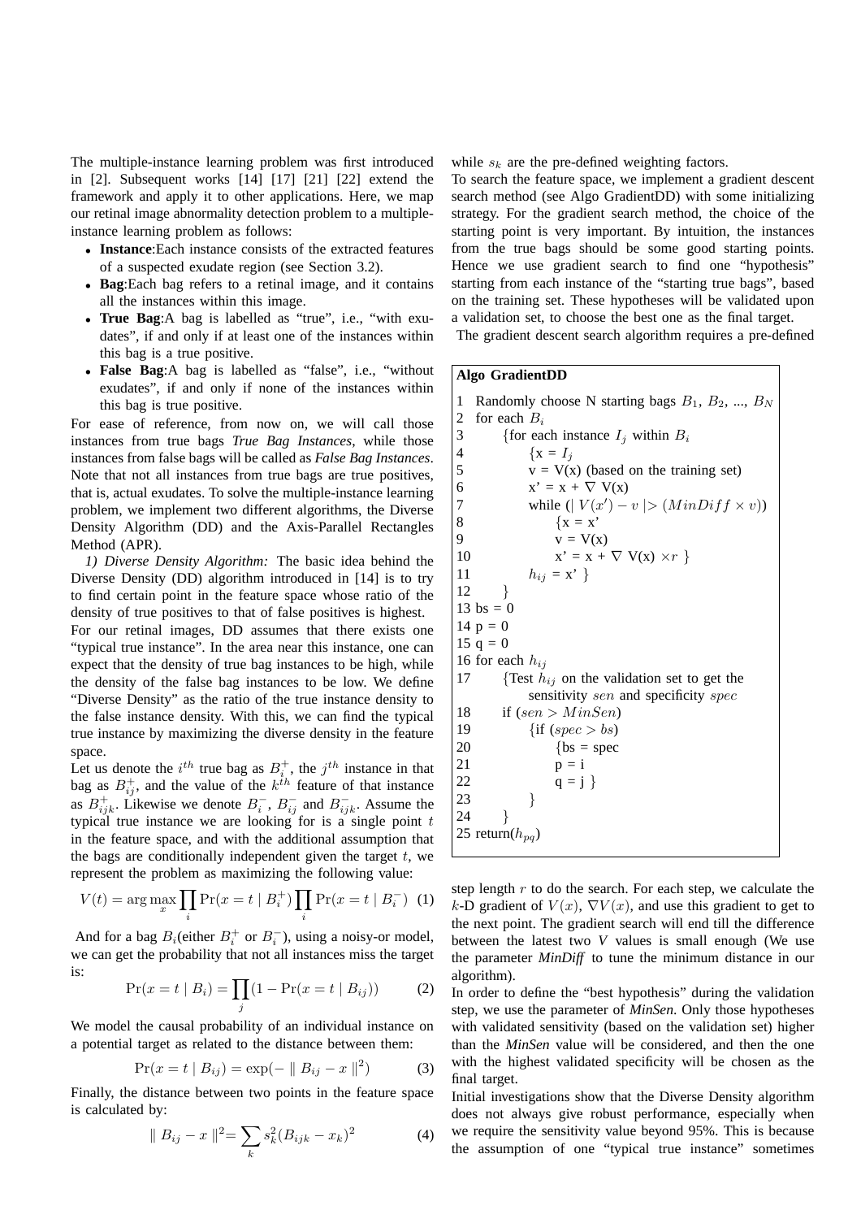The multiple-instance learning problem was first introduced in [2]. Subsequent works [14] [17] [21] [22] extend the framework and apply it to other applications. Here, we map our retinal image abnormality detection problem to a multiple-instance learning problem as follows:

- **Instance**:Each instance consists of the extracted features of a suspected exudate region (see Section 3.2).
- **Bag**:Each bag refers to a retinal image, and it contains all the instances within this image.
- **True Bag**:A bag is labelled as "true", i.e., "with exudates", if and only if at least one of the instances within this bag is a true positive.
- **False Bag**:A bag is labelled as "false", i.e., "without exudates", if and only if none of the instances within this bag is true positive.

For ease of reference, from now on, we will call those instances from true bags *True Bag Instances*, while those instances from false bags will be called as *False Bag Instances*. Note that not all instances from true bags are true positives, that is, actual exudates. To solve the multiple-instance learning problem, we implement two different algorithms, the Diverse Density Algorithm (DD) and the Axis-Parallel Rectangles Method (APR).

*1) Diverse Density Algorithm:* The basic idea behind the Diverse Density (DD) algorithm introduced in [14] is to try to find certain point in the feature space whose ratio of the density of true positives to that of false positives is highest.

For our retinal images, DD assumes that there exists one "typical true instance". In the area near this instance, one can expect that the density of true bag instances to be high, while the density of the false bag instances to be low. We define "Diverse Density" as the ratio of the true instance density to the false instance density. With this, we can find the typical true instance by maximizing the diverse density in the feature space.

Let us denote the $i^{th}$ true bag as $B_i^+$, the $j^{th}$ instance in that bag as $B_{ij}^+$, and the value of the $k^{th}$ feature of that instance as $B_{ijk}^+$. Likewise we denote $B_i^-$, $B_{ij}^-$ and $B_{ijk}^-$. Assume the typical true instance we are looking for is a single point $t$ in the feature space, and with the additional assumption that the bags are conditionally independent given the target $t$, we represent the problem as maximizing the following value:

$$V(t) = \arg\max_x \prod_i \Pr(x = t \mid B_i^+) \prod_i \Pr(x = t \mid B_i^-) \quad (1)$$

And for a bag $B_i$(either $B_i^+$ or $B_i^-$), using a noisy-or model, we can get the probability that not all instances miss the target is:

$$\Pr(x = t \mid B_i) = \prod_j (1 - \Pr(x = t \mid B_{ij})) \quad (2)$$

We model the causal probability of an individual instance on a potential target as related to the distance between them:

$$\Pr(x = t \mid B_{ij}) = \exp(- \parallel B_{ij} - x \parallel^2) \quad (3)$$

Finally, the distance between two points in the feature space is calculated by:

$$\parallel B_{ij} - x \parallel^2 = \sum_k s_k^2 (B_{ijk} - x_k)^2 \quad (4)$$

while $s_k$ are the pre-defined weighting factors.

To search the feature space, we implement a gradient descent search method (see Algo GradientDD) with some initializing strategy. For the gradient search method, the choice of the starting point is very important. By intuition, the instances from the true bags should be some good starting points. Hence we use gradient search to find one "hypothesis" starting from each instance of the "starting true bags", based on the training set. These hypotheses will be validated upon a validation set, to choose the best one as the final target.

The gradient descent search algorithm requires a pre-defined

**Algo GradientDD**

```
1  Randomly choose N starting bags B_1, B_2, ..., B_N
2  for each B_i
3      {for each instance I_j within B_i
4          {x = I_j
5          v = V(x) (based on the training set)
6          x' = x + ∇ V(x)
7          while (| V(x') − v |> (MinDiff × v))
8              {x = x'
9              v = V(x)
10             x' = x + ∇ V(x) ×r }
11         h_ij = x' }
12     }
13 bs = 0
14 p = 0
15 q = 0
16 for each h_ij
17     {Test h_ij on the validation set to get the
           sensitivity sen and specificity spec
18     if (sen > MinSen)
19         {if (spec > bs)
20             {bs = spec
21             p = i
22             q = j }
23         }
24     }
25 return(h_pq)
```

step length $r$ to do the search. For each step, we calculate the $k$-D gradient of $V(x)$, $\nabla V(x)$, and use this gradient to get to the next point. The gradient search will end till the difference between the latest two *V* values is small enough (We use the parameter *MinDiff* to tune the minimum distance in our algorithm).

In order to define the "best hypothesis" during the validation step, we use the parameter of *MinSen*. Only those hypotheses with validated sensitivity (based on the validation set) higher than the *MinSen* value will be considered, and then the one with the highest validated specificity will be chosen as the final target.

Initial investigations show that the Diverse Density algorithm does not always give robust performance, especially when we require the sensitivity value beyond 95%. This is because the assumption of one "typical true instance" sometimes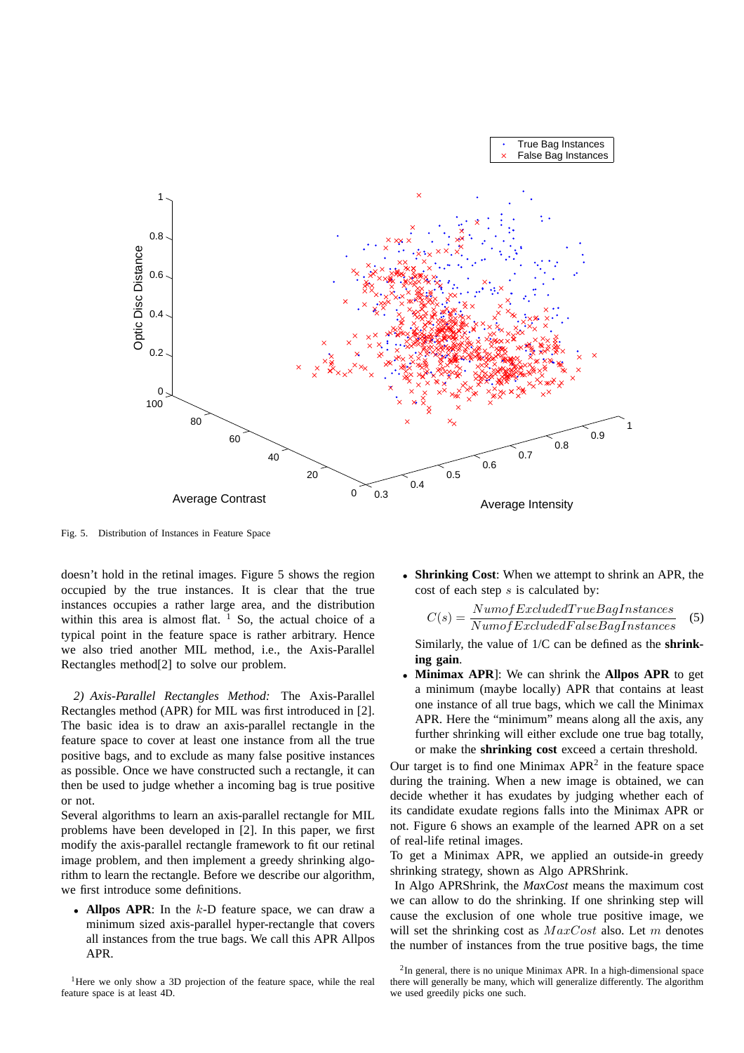True Bag Instances
False Bag Instances

Optic Disc Distance

1
0.8
0.6
0.4
0.2
0

100
80
60
40
20
0

Average Contrast

0.3
0.4
0.5
0.6
0.7
0.8
0.9
1

Average Intensity

Fig. 5. Distribution of Instances in Feature Space

doesn't hold in the retinal images. Figure 5 shows the region occupied by the true instances. It is clear that the true instances occupies a rather large area, and the distribution within this area is almost flat. [1] So, the actual choice of a typical point in the feature space is rather arbitrary. Hence we also tried another MIL method, i.e., the Axis-Parallel Rectangles method[2] to solve our problem.

*2) Axis-Parallel Rectangles Method:* The Axis-Parallel Rectangles method (APR) for MIL was first introduced in [2]. The basic idea is to draw an axis-parallel rectangle in the feature space to cover at least one instance from all the true positive bags, and to exclude as many false positive instances as possible. Once we have constructed such a rectangle, it can then be used to judge whether a incoming bag is true positive or not.

Several algorithms to learn an axis-parallel rectangle for MIL problems have been developed in [2]. In this paper, we first modify the axis-parallel rectangle framework to fit our retinal image problem, and then implement a greedy shrinking algorithm to learn the rectangle. Before we describe our algorithm, we first introduce some definitions.

- **Allpos APR**: In the $k$-D feature space, we can draw a minimum sized axis-parallel hyper-rectangle that covers all instances from the true bags. We call this APR Allpos APR.
- **Shrinking Cost**: When we attempt to shrink an APR, the cost of each step $s$ is calculated by:

$$C(s) = \frac{NumofExcludedTrueBagInstances}{NumofExcludedFalseBagInstances} \quad (5)$$

  Similarly, the value of 1/C can be defined as the **shrinking gain**.
- **Minimax APR**]: We can shrink the **Allpos APR** to get a minimum (maybe locally) APR that contains at least one instance of all true bags, which we call the Minimax APR. Here the "minimum" means along all the axis, any further shrinking will either exclude one true bag totally, or make the **shrinking cost** exceed a certain threshold.

Our target is to find one Minimax APR[2] in the feature space during the training. When a new image is obtained, we can decide whether it has exudates by judging whether each of its candidate exudate regions falls into the Minimax APR or not. Figure 6 shows an example of the learned APR on a set of real-life retinal images.

To get a Minimax APR, we applied an outside-in greedy shrinking strategy, shown as Algo APRShrink.

In Algo APRShrink, the *MaxCost* means the maximum cost we can allow to do the shrinking. If one shrinking step will cause the exclusion of one whole true positive image, we will set the shrinking cost as $MaxCost$ also. Let $m$ denotes the number of instances from the true positive bags, the time

[1] Here we only show a 3D projection of the feature space, while the real feature space is at least 4D.

[2] In general, there is no unique Minimax APR. In a high-dimensional space there will generally be many, which will generalize differently. The algorithm we used greedily picks one such.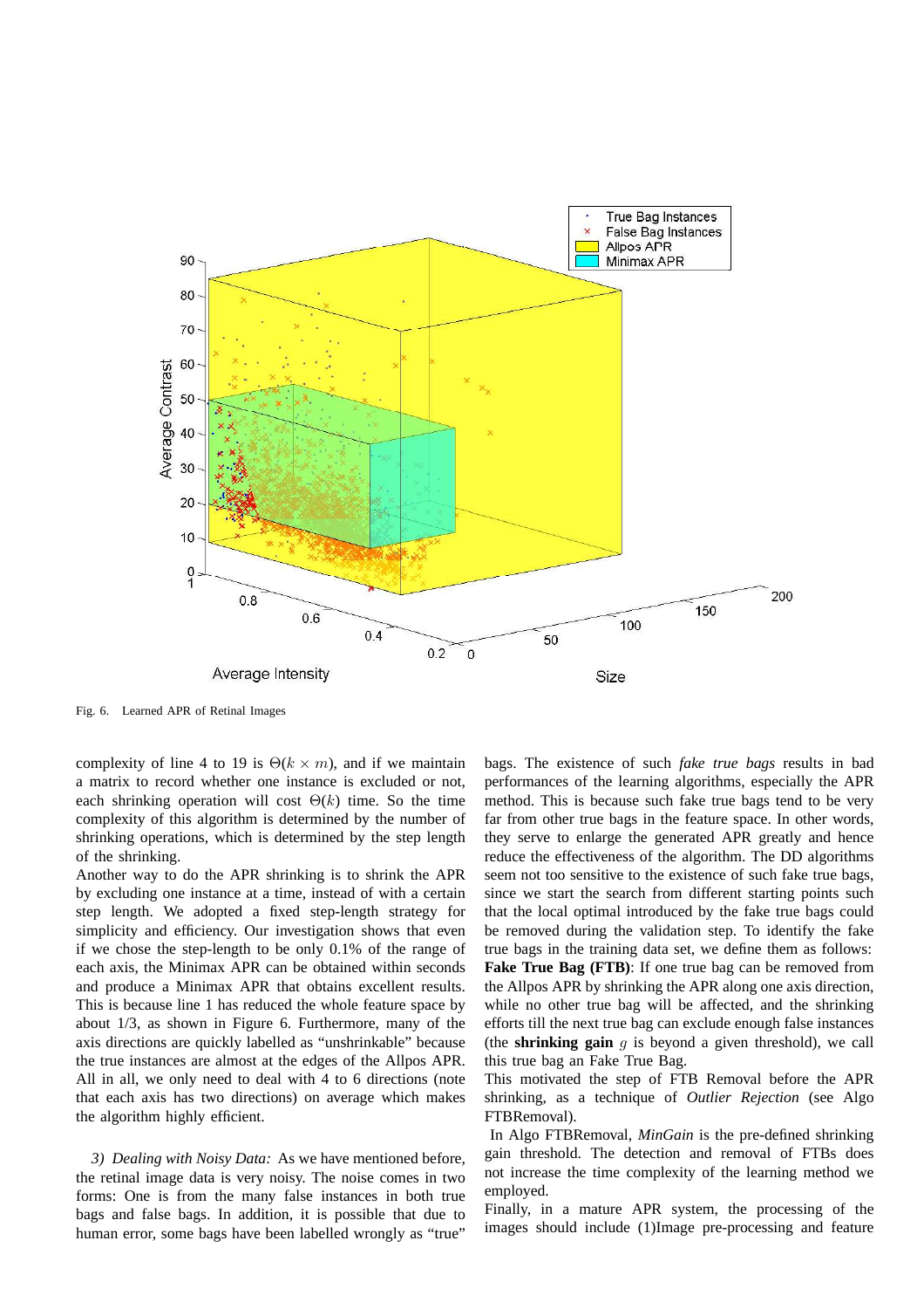True Bag Instances
False Bag Instances
Allpos APR
Minimax APR

Average Contrast

90
80
70
60
50
40
30
20
10
0

1
0.8
0.6
0.4
0.2

Average Intensity

0
50
100
150
200

Size

Fig. 6. Learned APR of Retinal Images

complexity of line 4 to 19 is $\Theta(k \times m)$, and if we maintain a matrix to record whether one instance is excluded or not, each shrinking operation will cost $\Theta(k)$ time. So the time complexity of this algorithm is determined by the number of shrinking operations, which is determined by the step length of the shrinking.

Another way to do the APR shrinking is to shrink the APR by excluding one instance at a time, instead of with a certain step length. We adopted a fixed step-length strategy for simplicity and efficiency. Our investigation shows that even if we chose the step-length to be only 0.1% of the range of each axis, the Minimax APR can be obtained within seconds and produce a Minimax APR that obtains excellent results. This is because line 1 has reduced the whole feature space by about 1/3, as shown in Figure 6. Furthermore, many of the axis directions are quickly labelled as "unshrinkable" because the true instances are almost at the edges of the Allpos APR. All in all, we only need to deal with 4 to 6 directions (note that each axis has two directions) on average which makes the algorithm highly efficient.

*3) Dealing with Noisy Data:* As we have mentioned before, the retinal image data is very noisy. The noise comes in two forms: One is from the many false instances in both true bags and false bags. In addition, it is possible that due to human error, some bags have been labelled wrongly as "true" bags. The existence of such *fake true bags* results in bad performances of the learning algorithms, especially the APR method. This is because such fake true bags tend to be very far from other true bags in the feature space. In other words, they serve to enlarge the generated APR greatly and hence reduce the effectiveness of the algorithm. The DD algorithms seem not too sensitive to the existence of such fake true bags, since we start the search from different starting points such that the local optimal introduced by the fake true bags could be removed during the validation step. To identify the fake true bags in the training data set, we define them as follows:

**Fake True Bag (FTB)**: If one true bag can be removed from the Allpos APR by shrinking the APR along one axis direction, while no other true bag will be affected, and the shrinking efforts till the next true bag can exclude enough false instances (the **shrinking gain** $g$ is beyond a given threshold), we call this true bag an Fake True Bag.

This motivated the step of FTB Removal before the APR shrinking, as a technique of *Outlier Rejection* (see Algo FTBRemoval).

In Algo FTBRemoval, *MinGain* is the pre-defined shrinking gain threshold. The detection and removal of FTBs does not increase the time complexity of the learning method we employed.

Finally, in a mature APR system, the processing of the images should include (1)Image pre-processing and feature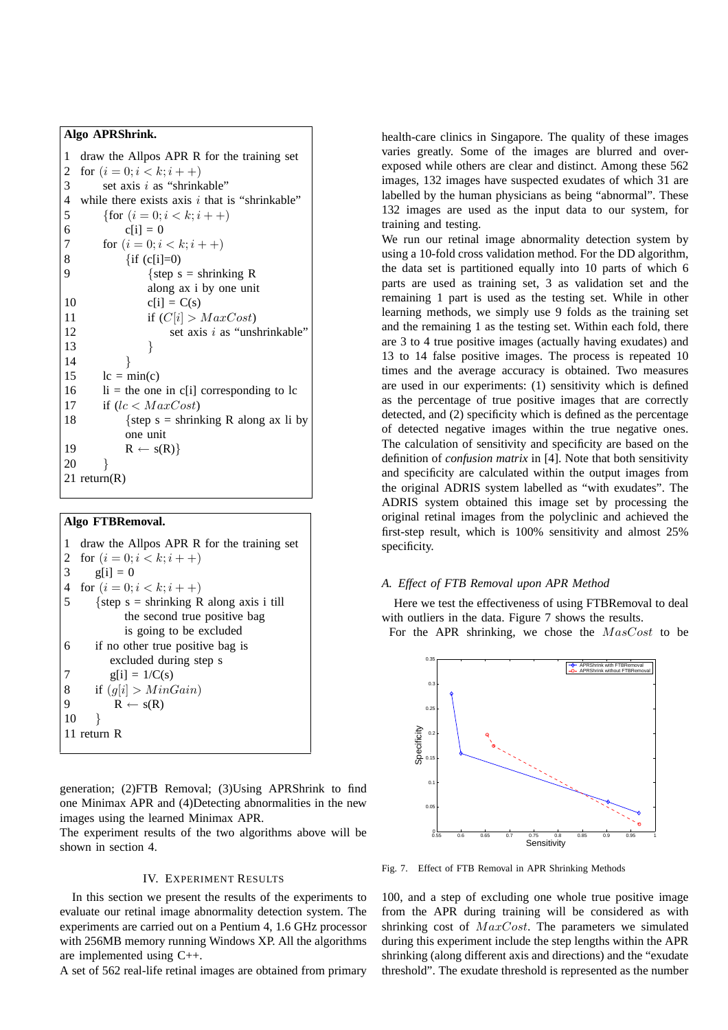**Algo APRShrink.**

```
1  draw the Allpos APR R for the training set
2  for (i = 0; i < k; i++)
3      set axis i as "shrinkable"
4  while there exists axis i that is "shrinkable"
5      {for (i = 0; i < k; i++)
6          c[i] = 0
7      for (i = 0; i < k; i++)
8          {if (c[i]=0)
9              {step s = shrinking R
                along ax i by one unit
10             c[i] = C(s)
11             if (C[i] > MaxCost)
12                 set axis i as "unshrinkable"
13             }
14         }
15     lc = min(c)
16     li = the one in c[i] corresponding to lc
17     if (lc < MaxCost)
18         {step s = shrinking R along ax li by
            one unit
19         R ← s(R)}
20     }
21 return(R)
```

**Algo FTBRemoval.**

```
1  draw the Allpos APR R for the training set
2  for (i = 0; i < k; i++)
3      g[i] = 0
4  for (i = 0; i < k; i++)
5      {step s = shrinking R along axis i till
            the second true positive bag
            is going to be excluded
6      if no other true positive bag is
          excluded during step s
7          g[i] = 1/C(s)
8      if (g[i] > MinGain)
9          R ← s(R)
10     }
11 return R
```

generation; (2)FTB Removal; (3)Using APRShrink to find one Minimax APR and (4)Detecting abnormalities in the new images using the learned Minimax APR.

The experiment results of the two algorithms above will be shown in section 4.

## IV. Experiment Results

In this section we present the results of the experiments to evaluate our retinal image abnormality detection system. The experiments are carried out on a Pentium 4, 1.6 GHz processor with 256MB memory running Windows XP. All the algorithms are implemented using C++.

A set of 562 real-life retinal images are obtained from primary health-care clinics in Singapore. The quality of these images varies greatly. Some of the images are blurred and over-exposed while others are clear and distinct. Among these 562 images, 132 images have suspected exudates of which 31 are labelled by the human physicians as being "abnormal". These 132 images are used as the input data to our system, for training and testing.

We run our retinal image abnormality detection system by using a 10-fold cross validation method. For the DD algorithm, the data set is partitioned equally into 10 parts of which 6 parts are used as training set, 3 as validation set and the remaining 1 part is used as the testing set. While in other learning methods, we simply use 9 folds as the training set and the remaining 1 as the testing set. Within each fold, there are 3 to 4 true positive images (actually having exudates) and 13 to 14 false positive images. The process is repeated 10 times and the average accuracy is obtained. Two measures are used in our experiments: (1) sensitivity which is defined as the percentage of true positive images that are correctly detected, and (2) specificity which is defined as the percentage of detected negative images within the true negative ones. The calculation of sensitivity and specificity are based on the definition of *confusion matrix* in [4]. Note that both sensitivity and specificity are calculated within the output images from the original ADRIS system labelled as "with exudates". The ADRIS system obtained this image set by processing the original retinal images from the polyclinic and achieved the first-step result, which is 100% sensitivity and almost 25% specificity.

### A. Effect of FTB Removal upon APR Method

Here we test the effectiveness of using FTBRemoval to deal with outliers in the data. Figure 7 shows the results.

APRShrink with FTBRemoval
APRShrink without FTBRemoval
Specificity
Sensitivity
0 0.05 0.1 0.15 0.2 0.25 0.3 0.35
0.55 0.6 0.65 0.7 0.75 0.8 0.85 0.9 0.95 1

Fig. 7. Effect of FTB Removal in APR Shrinking Methods

For the APR shrinking, we chose the $MasCost$ to be 100, and a step of excluding one whole true positive image from the APR during training will be considered as with shrinking cost of $MaxCost$. The parameters we simulated during this experiment include the step lengths within the APR shrinking (along different axis and directions) and the "exudate threshold". The exudate threshold is represented as the number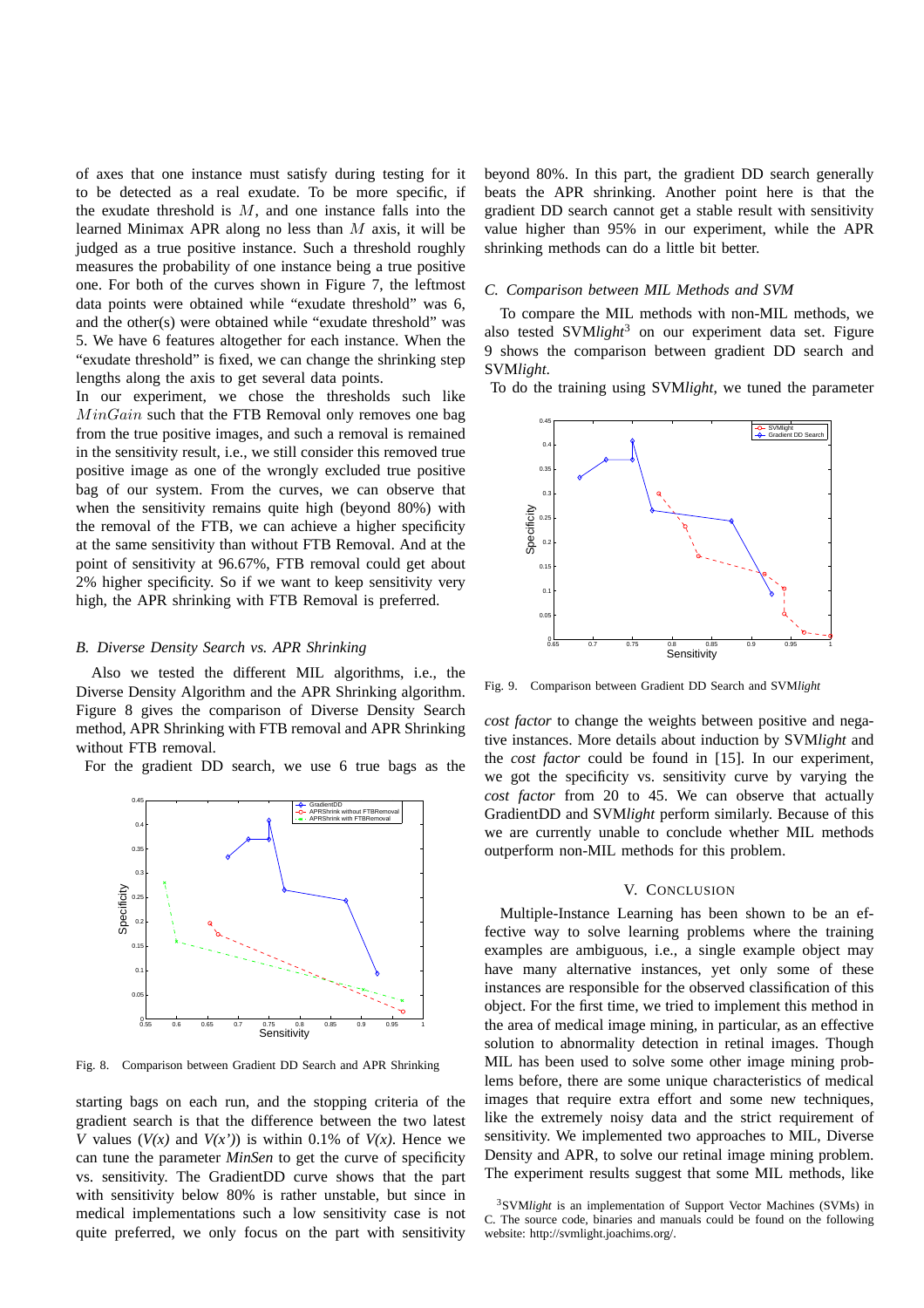of axes that one instance must satisfy during testing for it to be detected as a real exudate. To be more specific, if the exudate threshold is $M$, and one instance falls into the learned Minimax APR along no less than $M$ axis, it will be judged as a true positive instance. Such a threshold roughly measures the probability of one instance being a true positive one. For both of the curves shown in Figure 7, the leftmost data points were obtained while "exudate threshold" was 6, and the other(s) were obtained while "exudate threshold" was 5. We have 6 features altogether for each instance. When the "exudate threshold" is fixed, we can change the shrinking step lengths along the axis to get several data points.

In our experiment, we chose the thresholds such like $MinGain$ such that the FTB Removal only removes one bag from the true positive images, and such a removal is remained in the sensitivity result, i.e., we still consider this removed true positive image as one of the wrongly excluded true positive bag of our system. From the curves, we can observe that when the sensitivity remains quite high (beyond 80%) with the removal of the FTB, we can achieve a higher specificity at the same sensitivity than without FTB Removal. And at the point of sensitivity at 96.67%, FTB removal could get about 2% higher specificity. So if we want to keep sensitivity very high, the APR shrinking with FTB Removal is preferred.

### *B. Diverse Density Search vs. APR Shrinking*

Also we tested the different MIL algorithms, i.e., the Diverse Density Algorithm and the APR Shrinking algorithm. Figure 8 gives the comparison of Diverse Density Search method, APR Shrinking with FTB removal and APR Shrinking without FTB removal.

For the gradient DD search, we use 6 true bags as the

GradientDD
APRShrink without FTBRemoval
APRShrink with FTBRemoval
Specificity
Sensitivity
0.45 0.4 0.35 0.3 0.25 0.2 0.15 0.1 0.05 0
0.55 0.6 0.65 0.7 0.75 0.8 0.85 0.9 0.95 1

Fig. 8. Comparison between Gradient DD Search and APR Shrinking

starting bags on each run, and the stopping criteria of the gradient search is that the difference between the two latest *V* values (*V(x)* and *V(x')*) is within 0.1% of *V(x)*. Hence we can tune the parameter *MinSen* to get the curve of specificity vs. sensitivity. The GradientDD curve shows that the part with sensitivity below 80% is rather unstable, but since in medical implementations such a low sensitivity case is not quite preferred, we only focus on the part with sensitivity beyond 80%. In this part, the gradient DD search generally beats the APR shrinking. Another point here is that the gradient DD search cannot get a stable result with sensitivity value higher than 95% in our experiment, while the APR shrinking methods can do a little bit better.

### *C. Comparison between MIL Methods and SVM*

To compare the MIL methods with non-MIL methods, we also tested SVM*light*[3] on our experiment data set. Figure 9 shows the comparison between gradient DD search and SVM*light*.

To do the training using SVM*light*, we tuned the parameter

SVMlight
Gradient DD Search
Specificity
Sensitivity
0.45 0.4 0.35 0.3 0.25 0.2 0.15 0.1 0.05 0
0.65 0.7 0.75 0.8 0.85 0.9 0.95 1

Fig. 9. Comparison between Gradient DD Search and SVM*light*

*cost factor* to change the weights between positive and negative instances. More details about induction by SVM*light* and the *cost factor* could be found in [15]. In our experiment, we got the specificity vs. sensitivity curve by varying the *cost factor* from 20 to 45. We can observe that actually GradientDD and SVM*light* perform similarly. Because of this we are currently unable to conclude whether MIL methods outperform non-MIL methods for this problem.

## V. Conclusion

Multiple-Instance Learning has been shown to be an effective way to solve learning problems where the training examples are ambiguous, i.e., a single example object may have many alternative instances, yet only some of these instances are responsible for the observed classification of this object. For the first time, we tried to implement this method in the area of medical image mining, in particular, as an effective solution to abnormality detection in retinal images. Though MIL has been used to solve some other image mining problems before, there are some unique characteristics of medical images that require extra effort and some new techniques, like the extremely noisy data and the strict requirement of sensitivity. We implemented two approaches to MIL, Diverse Density and APR, to solve our retinal image mining problem. The experiment results suggest that some MIL methods, like

[3]SVM*light* is an implementation of Support Vector Machines (SVMs) in C. The source code, binaries and manuals could be found on the following website: http://svmlight.joachims.org/.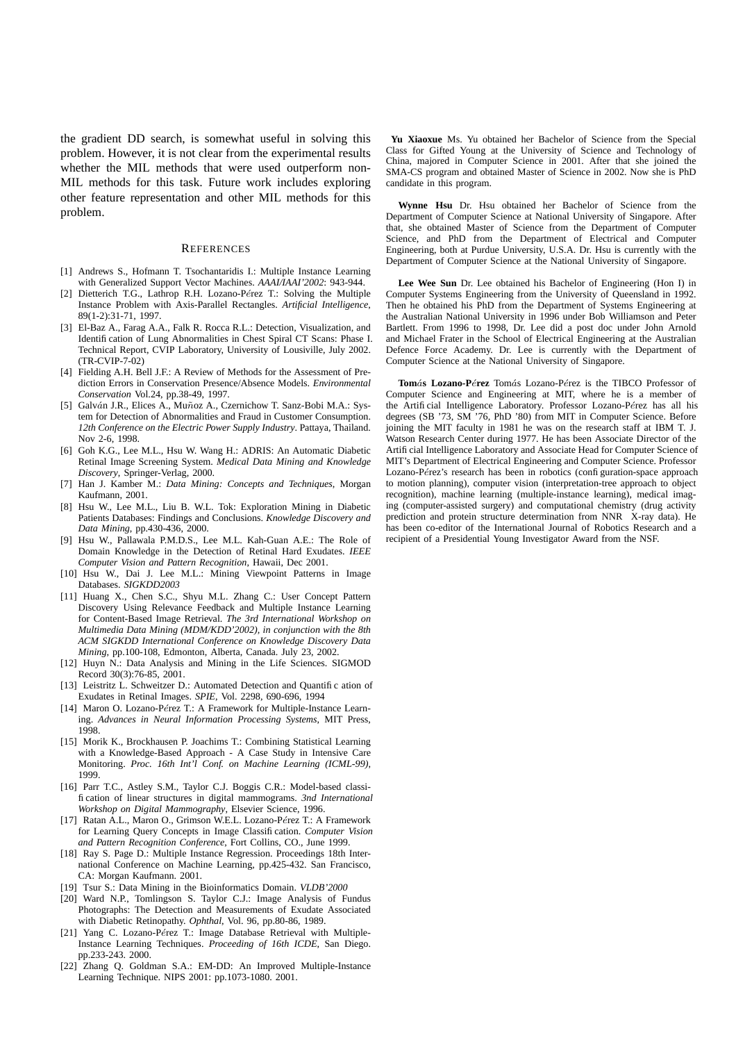the gradient DD search, is somewhat useful in solving this problem. However, it is not clear from the experimental results whether the MIL methods that were used outperform non-MIL methods for this task. Future work includes exploring other feature representation and other MIL methods for this problem.

## REFERENCES

[1] Andrews S., Hofmann T. Tsochantaridis I.: Multiple Instance Learning with Generalized Support Vector Machines. *AAAI/IAAI'2002*: 943-944.

[2] Dietterich T.G., Lathrop R.H. Lozano-Pérez T.: Solving the Multiple Instance Problem with Axis-Parallel Rectangles. *Artificial Intelligence*, 89(1-2):31-71, 1997.

[3] El-Baz A., Farag A.A., Falk R. Rocca R.L.: Detection, Visualization, and Identification of Lung Abnormalities in Chest Spiral CT Scans: Phase I. Technical Report, CVIP Laboratory, University of Lousiville, July 2002. (TR-CVIP-7-02)

[4] Fielding A.H. Bell J.F.: A Review of Methods for the Assessment of Prediction Errors in Conservation Presence/Absence Models. *Environmental Conservation* Vol.24, pp.38-49, 1997.

[5] Galván J.R., Elices A., Muñoz A., Czernichow T. Sanz-Bobi M.A.: System for Detection of Abnormalities and Fraud in Customer Consumption. *12th Conference on the Electric Power Supply Industry*. Pattaya, Thailand. Nov 2-6, 1998.

[6] Goh K.G., Lee M.L., Hsu W. Wang H.: ADRIS: An Automatic Diabetic Retinal Image Screening System. *Medical Data Mining and Knowledge Discovery*, Springer-Verlag, 2000.

[7] Han J. Kamber M.: *Data Mining: Concepts and Techniques*, Morgan Kaufmann, 2001.

[8] Hsu W., Lee M.L., Liu B. W.L. Tok: Exploration Mining in Diabetic Patients Databases: Findings and Conclusions. *Knowledge Discovery and Data Mining*, pp.430-436, 2000.

[9] Hsu W., Pallawala P.M.D.S., Lee M.L. Kah-Guan A.E.: The Role of Domain Knowledge in the Detection of Retinal Hard Exudates. *IEEE Computer Vision and Pattern Recognition*, Hawaii, Dec 2001.

[10] Hsu W., Dai J. Lee M.L.: Mining Viewpoint Patterns in Image Databases. *SIGKDD2003*

[11] Huang X., Chen S.C., Shyu M.L. Zhang C.: User Concept Pattern Discovery Using Relevance Feedback and Multiple Instance Learning for Content-Based Image Retrieval. *The 3rd International Workshop on Multimedia Data Mining (MDM/KDD'2002), in conjunction with the 8th ACM SIGKDD International Conference on Knowledge Discovery Data Mining*, pp.100-108, Edmonton, Alberta, Canada. July 23, 2002.

[12] Huyn N.: Data Analysis and Mining in the Life Sciences. SIGMOD Record 30(3):76-85, 2001.

[13] Leistritz L. Schweitzer D.: Automated Detection and Quantification of Exudates in Retinal Images. *SPIE*, Vol. 2298, 690-696, 1994

[14] Maron O. Lozano-Pérez T.: A Framework for Multiple-Instance Learning. *Advances in Neural Information Processing Systems*, MIT Press, 1998.

[15] Morik K., Brockhausen P. Joachims T.: Combining Statistical Learning with a Knowledge-Based Approach - A Case Study in Intensive Care Monitoring. *Proc. 16th Int'l Conf. on Machine Learning (ICML-99)*, 1999.

[16] Parr T.C., Astley S.M., Taylor C.J. Boggis C.R.: Model-based classification of linear structures in digital mammograms. *3nd International Workshop on Digital Mammography*, Elsevier Science, 1996.

[17] Ratan A.L., Maron O., Grimson W.E.L. Lozano-Pérez T.: A Framework for Learning Query Concepts in Image Classification. *Computer Vision and Pattern Recognition Conference*, Fort Collins, CO., June 1999.

[18] Ray S. Page D.: Multiple Instance Regression. Proceedings 18th International Conference on Machine Learning, pp.425-432. San Francisco, CA: Morgan Kaufmann. 2001.

[19] Tsur S.: Data Mining in the Bioinformatics Domain. *VLDB'2000*

[20] Ward N.P., Tomlingson S. Taylor C.J.: Image Analysis of Fundus Photographs: The Detection and Measurements of Exudate Associated with Diabetic Retinopathy. *Ophthal*, Vol. 96, pp.80-86, 1989.

[21] Yang C. Lozano-Pérez T.: Image Database Retrieval with Multiple-Instance Learning Techniques. *Proceeding of 16th ICDE*, San Diego. pp.233-243. 2000.

[22] Zhang Q. Goldman S.A.: EM-DD: An Improved Multiple-Instance Learning Technique. NIPS 2001: pp.1073-1080. 2001.

**Yu Xiaoxue** Ms. Yu obtained her Bachelor of Science from the Special Class for Gifted Young at the University of Science and Technology of China, majored in Computer Science in 2001. After that she joined the SMA-CS program and obtained Master of Science in 2002. Now she is PhD candidate in this program.

**Wynne Hsu** Dr. Hsu obtained her Bachelor of Science from the Department of Computer Science at National University of Singapore. After that, she obtained Master of Science from the Department of Computer Science, and PhD from the Department of Electrical and Computer Engineering, both at Purdue University, U.S.A. Dr. Hsu is currently with the Department of Computer Science at the National University of Singapore.

**Lee Wee Sun** Dr. Lee obtained his Bachelor of Engineering (Hon I) in Computer Systems Engineering from the University of Queensland in 1992. Then he obtained his PhD from the Department of Systems Engineering at the Australian National University in 1996 under Bob Williamson and Peter Bartlett. From 1996 to 1998, Dr. Lee did a post doc under John Arnold and Michael Frater in the School of Electrical Engineering at the Australian Defence Force Academy. Dr. Lee is currently with the Department of Computer Science at the National University of Singapore.

**Tomás Lozano-Pérez** Tomás Lozano-Pérez is the TIBCO Professor of Computer Science and Engineering at MIT, where he is a member of the Artificial Intelligence Laboratory. Professor Lozano-Pérez has all his degrees (SB '73, SM '76, PhD '80) from MIT in Computer Science. Before joining the MIT faculty in 1981 he was on the research staff at IBM T. J. Watson Research Center during 1977. He has been Associate Director of the Artificial Intelligence Laboratory and Associate Head for Computer Science of MIT's Department of Electrical Engineering and Computer Science. Professor Lozano-Pérez's research has been in robotics (configuration-space approach to motion planning), computer vision (interpretation-tree approach to object recognition), machine learning (multiple-instance learning), medical imaging (computer-assisted surgery) and computational chemistry (drug activity prediction and protein structure determination from NNR X-ray data). He has been co-editor of the International Journal of Robotics Research and a recipient of a Presidential Young Investigator Award from the NSF.